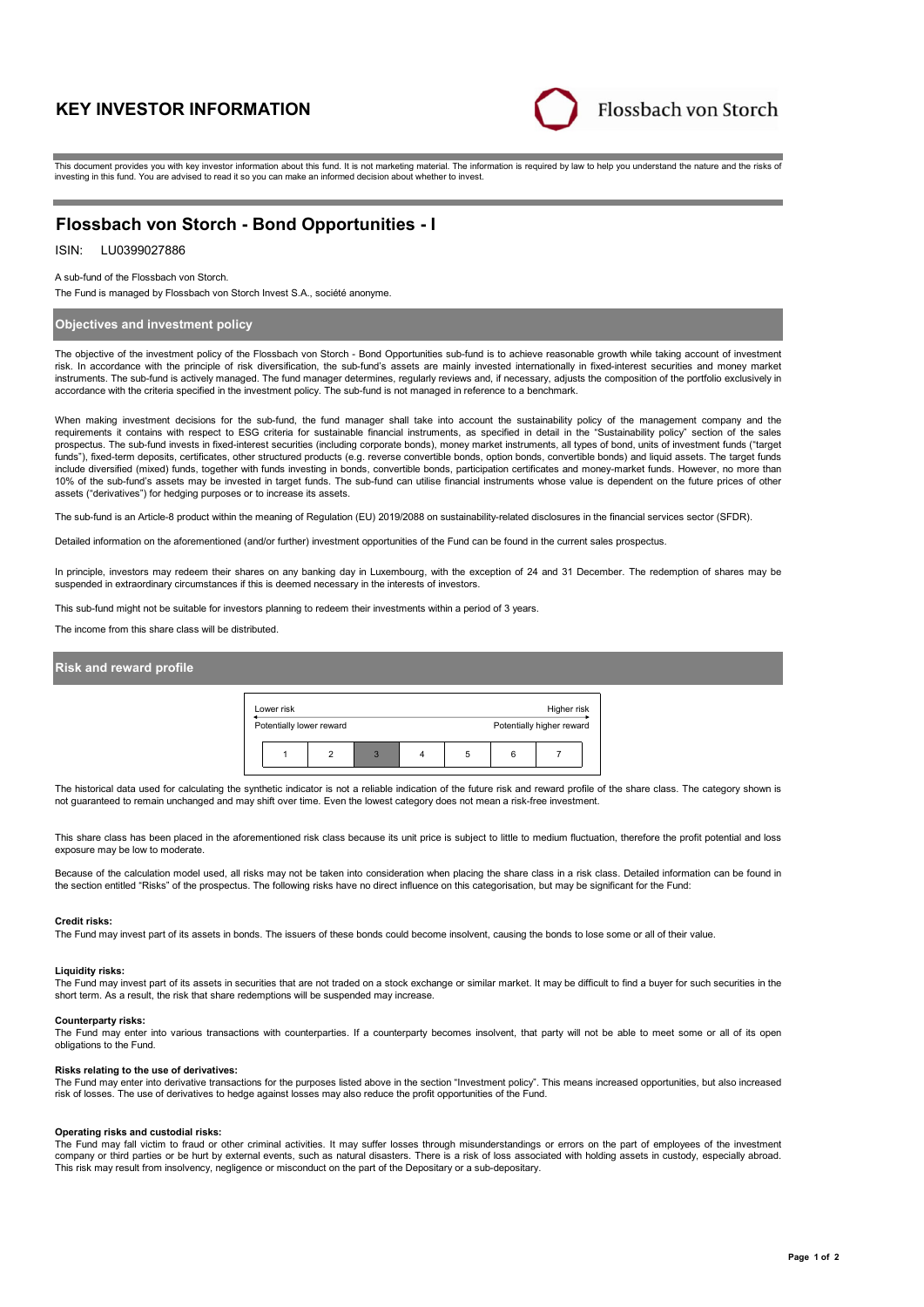# KEY INVESTOR INFORMATION

Flossbach von Storch

This document provides you with key investor information about this fund. It is not marketing material. The information is required by law to help you understand the nature and the risks of investing in this fund. You are advised to read it so you can make an informed decision about whether to invest.

## Flossbach von Storch - Bond Opportunities - I

ISIN: LU0399027886

A sub-fund of the Flossbach von Storch.

The Fund is managed by Flossbach von Storch Invest S.A., société anonyme.

### Objectives and investment policy

The objective of the investment policy of the Flossbach von Storch - Bond Opportunities sub-fund is to achieve reasonable growth while taking account of investment risk. In accordance with the principle of risk diversification, the sub-fund's assets are mainly invested internationally in fixed-interest securities and money market instruments. The sub-fund is actively managed. The fund manager determines, regularly reviews and, if necessary, adjusts the composition of the portfolio exclusively in accordance with the criteria specified in the investment policy. The sub-fund is not managed in reference to a benchmark.

When making investment decisions for the sub-fund, the fund manager shall take into account the sustainability policy of the management company and the requirements it contains with respect to ESG criteria for sustainable financial instruments, as specified in detail in the "Sustainability policy" section of the sales prospectus. The sub-fund invests in fixed-interest securities (including corporate bonds), money market instruments, all types of bond, units of investment funds ("target funds"), fixed-term deposits, certificates, other structured products (e.g. reverse convertible bonds, option bonds, convertible bonds) and liquid assets. The target funds include diversified (mixed) funds, together with funds investing in bonds, convertible bonds, participation certificates and money-market funds. However, no more than 10% of the sub-fund's assets may be invested in target funds. The sub-fund can utilise financial instruments whose value is dependent on the future prices of other assets ("derivatives") for hedging purposes or to increase its assets.

The sub-fund is an Article-8 product within the meaning of Regulation (EU) 2019/2088 on sustainability-related disclosures in the financial services sector (SFDR).

Detailed information on the aforementioned (and/or further) investment opportunities of the Fund can be found in the current sales prospectus.

In principle, investors may redeem their shares on any banking day in Luxembourg, with the exception of 24 and 31 December. The redemption of shares may be suspended in extraordinary circumstances if this is deemed necessary in the interests of investors.

This sub-fund might not be suitable for investors planning to redeem their investments within a period of 3 years.

The income from this share class will be distributed.

### Risk and reward profile

| Lower risk | | | | | | Higher risk |
|---|---|---|---|---|---|---|
| Potentially lower reward | | | | | | Potentially higher reward |
| 1 | 2 | **3** | 4 | 5 | 6 | 7 |

The historical data used for calculating the synthetic indicator is not a reliable indication of the future risk and reward profile of the share class. The category shown is not guaranteed to remain unchanged and may shift over time. Even the lowest category does not mean a risk-free investment.

This share class has been placed in the aforementioned risk class because its unit price is subject to little to medium fluctuation, therefore the profit potential and loss exposure may be low to moderate.

Because of the calculation model used, all risks may not be taken into consideration when placing the share class in a risk class. Detailed information can be found in the section entitled "Risks" of the prospectus. The following risks have no direct influence on this categorisation, but may be significant for the Fund:

**Credit risks:**
The Fund may invest part of its assets in bonds. The issuers of these bonds could become insolvent, causing the bonds to lose some or all of their value.

**Liquidity risks:**
The Fund may invest part of its assets in securities that are not traded on a stock exchange or similar market. It may be difficult to find a buyer for such securities in the short term. As a result, the risk that share redemptions will be suspended may increase.

**Counterparty risks:**
The Fund may enter into various transactions with counterparties. If a counterparty becomes insolvent, that party will not be able to meet some or all of its open obligations to the Fund.

**Risks relating to the use of derivatives:**
The Fund may enter into derivative transactions for the purposes listed above in the section "Investment policy". This means increased opportunities, but also increased risk of losses. The use of derivatives to hedge against losses may also reduce the profit opportunities of the Fund.

**Operating risks and custodial risks:**
The Fund may fall victim to fraud or other criminal activities. It may suffer losses through misunderstandings or errors on the part of employees of the investment company or third parties or be hurt by external events, such as natural disasters. There is a risk of loss associated with holding assets in custody, especially abroad. This risk may result from insolvency, negligence or misconduct on the part of the Depositary or a sub-depositary.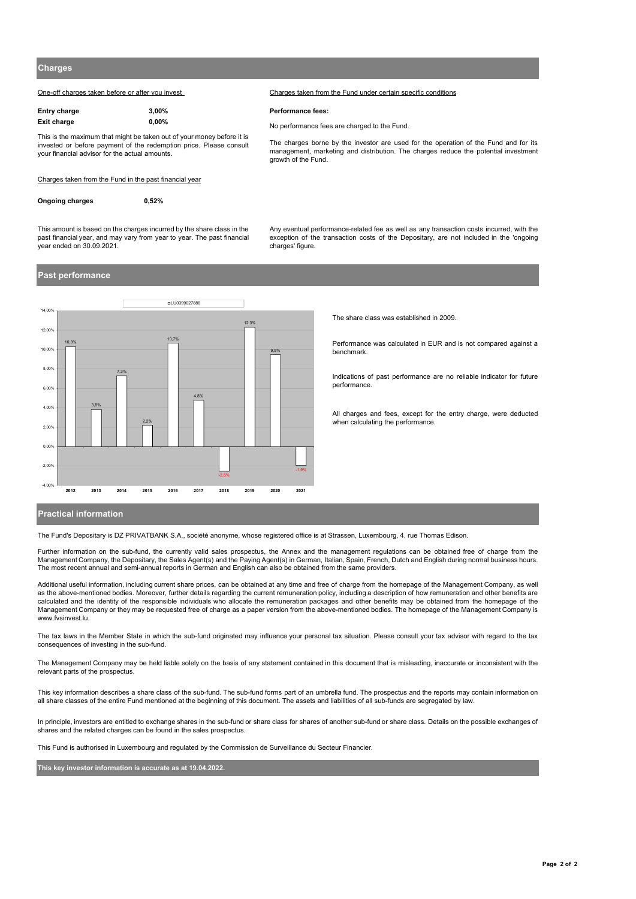## Charges

One-off charges taken before or after you invest

| | |
|---|---|
| **Entry charge** | **3,00%** |
| **Exit charge** | **0,00%** |

This is the maximum that might be taken out of your money before it is invested or before payment of the redemption price. Please consult your financial advisor for the actual amounts.

Charges taken from the Fund in the past financial year

| | |
|---|---|
| **Ongoing charges** | **0,52%** |

This amount is based on the charges incurred by the share class in the past financial year, and may vary from year to year. The past financial year ended on 30.09.2021.

Charges taken from the Fund under certain specific conditions

**Performance fees:**

No performance fees are charged to the Fund.

The charges borne by the investor are used for the operation of the Fund and for its management, marketing and distribution. The charges reduce the potential investment growth of the Fund.

Any eventual performance-related fee as well as any transaction costs incurred, with the exception of the transaction costs of the Depositary, are not included in the 'ongoing charges' figure.

## Past performance

LU0399027886

14,00%
12,00%
10,00%
8,00%
6,00%
4,00%
2,00%
0,00%
-2,00%
-4,00%

10,3%
3,8%
7,3%
2,2%
10,7%
4,8%
-2,5%
12,3%
9,5%
-1,9%

2012 2013 2014 2015 2016 2017 2018 2019 2020 2021

The share class was established in 2009.

Performance was calculated in EUR and is not compared against a benchmark.

Indications of past performance are no reliable indicator for future performance.

All charges and fees, except for the entry charge, were deducted when calculating the performance.

## Practical information

The Fund's Depositary is DZ PRIVATBANK S.A., société anonyme, whose registered office is at Strassen, Luxembourg, 4, rue Thomas Edison.

Further information on the sub-fund, the currently valid sales prospectus, the Annex and the management regulations can be obtained free of charge from the Management Company, the Depositary, the Sales Agent(s) and the Paying Agent(s) in German, Italian, Spain, French, Dutch and English during normal business hours. The most recent annual and semi-annual reports in German and English can also be obtained from the same providers.

Additional useful information, including current share prices, can be obtained at any time and free of charge from the homepage of the Management Company, as well as the above-mentioned bodies. Moreover, further details regarding the current remuneration policy, including a description of how remuneration and other benefits are calculated and the identity of the responsible individuals who allocate the remuneration packages and other benefits may be obtained from the homepage of the Management Company or they may be requested free of charge as a paper version from the above-mentioned bodies. The homepage of the Management Company is www.fvsinvest.lu.

The tax laws in the Member State in which the sub-fund originated may influence your personal tax situation. Please consult your tax advisor with regard to the tax consequences of investing in the sub-fund.

The Management Company may be held liable solely on the basis of any statement contained in this document that is misleading, inaccurate or inconsistent with the relevant parts of the prospectus.

This key information describes a share class of the sub-fund. The sub-fund forms part of an umbrella fund. The prospectus and the reports may contain information on all share classes of the entire Fund mentioned at the beginning of this document. The assets and liabilities of all sub-funds are segregated by law.

In principle, investors are entitled to exchange shares in the sub-fund or share class for shares of another sub-fund or share class. Details on the possible exchanges of shares and the related charges can be found in the sales prospectus.

This Fund is authorised in Luxembourg and regulated by the Commission de Surveillance du Secteur Financier.

**This key investor information is accurate as at 19.04.2022.**